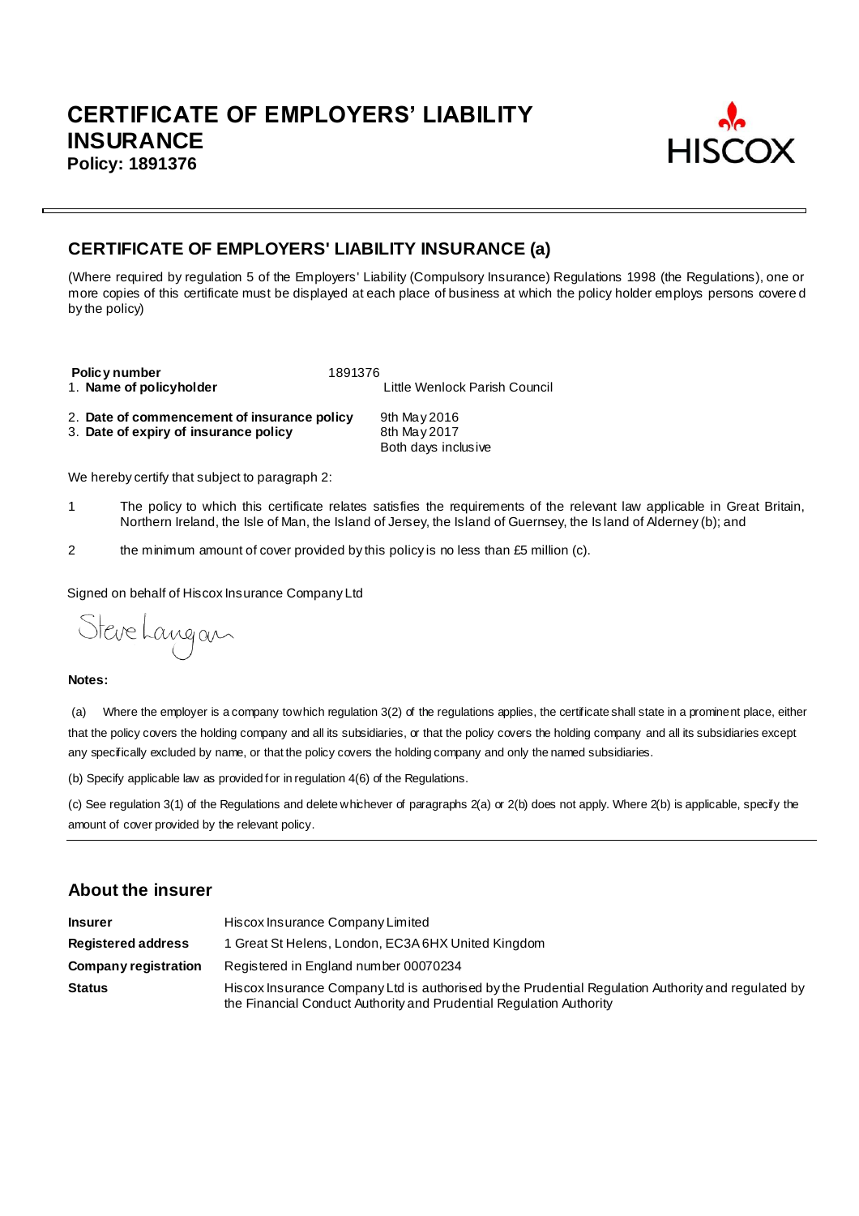# CERTIFICATE OF EMPLOYERS' LIABILITY INSURANCE
**Policy: 1891376**

HISCOX

## CERTIFICATE OF EMPLOYERS' LIABILITY INSURANCE (a)

(Where required by regulation 5 of the Employers' Liability (Compulsory Insurance) Regulations 1998 (the Regulations), one or more copies of this certificate must be displayed at each place of business at which the policy holder employs persons covered by the policy)

**Policy number** 1891376

1. **Name of policyholder** Little Wenlock Parish Council

2. **Date of commencement of insurance policy** 9th May 2016
3. **Date of expiry of insurance policy** 8th May 2017
Both days inclusive

We hereby certify that subject to paragraph 2:

1. The policy to which this certificate relates satisfies the requirements of the relevant law applicable in Great Britain, Northern Ireland, the Isle of Man, the Island of Jersey, the Island of Guernsey, the Island of Alderney (b); and

2. the minimum amount of cover provided by this policy is no less than £5 million (c).

Signed on behalf of Hiscox Insurance Company Ltd

Steve Langan

**Notes:**

(a) Where the employer is a company to which regulation 3(2) of the regulations applies, the certificate shall state in a prominent place, either that the policy covers the holding company and all its subsidiaries, or that the policy covers the holding company and all its subsidiaries except any specifically excluded by name, or that the policy covers the holding company and only the named subsidiaries.

(b) Specify applicable law as provided for in regulation 4(6) of the Regulations.

(c) See regulation 3(1) of the Regulations and delete whichever of paragraphs 2(a) or 2(b) does not apply. Where 2(b) is applicable, specify the amount of cover provided by the relevant policy.

## About the insurer

| | |
|---|---|
| **Insurer** | Hiscox Insurance Company Limited |
| **Registered address** | 1 Great St Helens, London, EC3A 6HX United Kingdom |
| **Company registration** | Registered in England number 00070234 |
| **Status** | Hiscox Insurance Company Ltd is authorised by the Prudential Regulation Authority and regulated by the Financial Conduct Authority and Prudential Regulation Authority |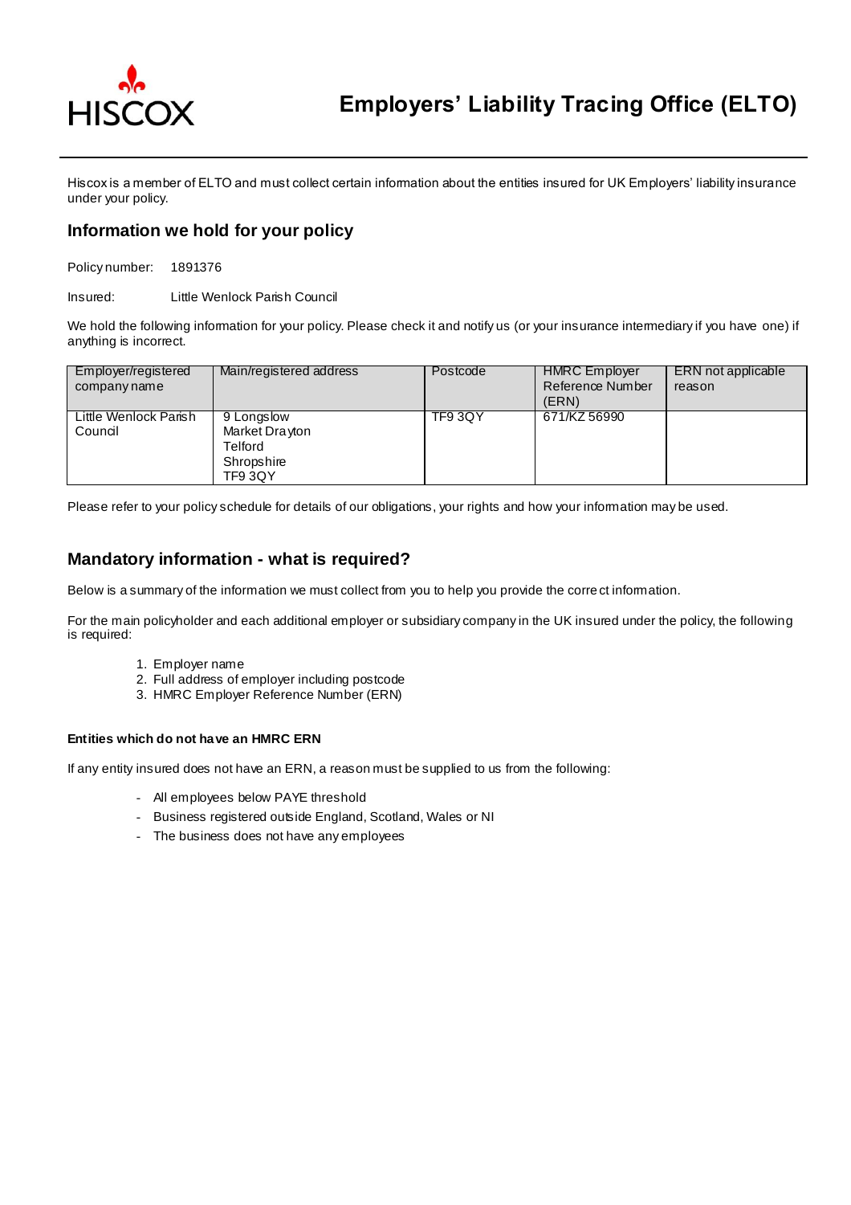HISCOX

# Employers' Liability Tracing Office (ELTO)

Hiscox is a member of ELTO and must collect certain information about the entities insured for UK Employers' liability insurance under your policy.

## Information we hold for your policy

Policy number: 1891376

Insured: Little Wenlock Parish Council

We hold the following information for your policy. Please check it and notify us (or your insurance intermediary if you have one) if anything is incorrect.

| Employer/registered company name | Main/registered address | Postcode | HMRC Employer Reference Number (ERN) | ERN not applicable reason |
|---|---|---|---|---|
| Little Wenlock Parish Council | 9 Longslow<br>Market Drayton<br>Telford<br>Shropshire<br>TF9 3QY | TF9 3QY | 671/KZ 56990 | |

Please refer to your policy schedule for details of our obligations, your rights and how your information may be used.

## Mandatory information - what is required?

Below is a summary of the information we must collect from you to help you provide the correct information.

For the main policyholder and each additional employer or subsidiary company in the UK insured under the policy, the following is required:

1. Employer name
2. Full address of employer including postcode
3. HMRC Employer Reference Number (ERN)

**Entities which do not have an HMRC ERN**

If any entity insured does not have an ERN, a reason must be supplied to us from the following:

- All employees below PAYE threshold
- Business registered outside England, Scotland, Wales or NI
- The business does not have any employees